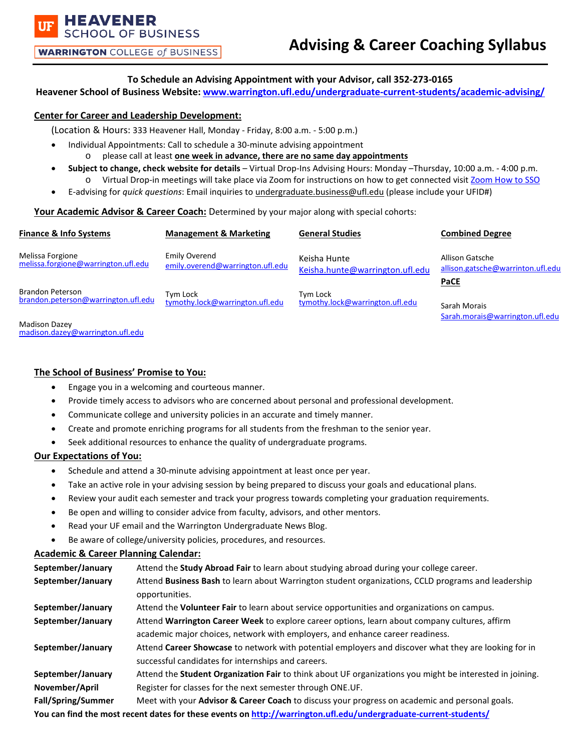**UF HEAVENER SCHOOL OF BUSINESS**
**WARRINGTON COLLEGE of BUSINESS**

# Advising & Career Coaching Syllabus

**To Schedule an Advising Appointment with your Advisor, call 352-273-0165**
**Heavener School of Business Website: www.warrington.ufl.edu/undergraduate-current-students/academic-advising/**

## Center for Career and Leadership Development:

(Location & Hours: 333 Heavener Hall, Monday - Friday, 8:00 a.m. - 5:00 p.m.)

- Individual Appointments: Call to schedule a 30-minute advising appointment
  - please call at least **one week in advance, there are no same day appointments**
- **Subject to change, check website for details** – Virtual Drop-Ins Advising Hours: Monday –Thursday, 10:00 a.m. - 4:00 p.m.
  - Virtual Drop-in meetings will take place via Zoom for instructions on how to get connected visit Zoom How to SSO
- E-advising for *quick questions*: Email inquiries to undergraduate.business@ufl.edu (please include your UFID#)

**Your Academic Advisor & Career Coach:** Determined by your major along with special cohorts:

| Finance & Info Systems | Management & Marketing | General Studies | Combined Degree |
|---|---|---|---|
| Melissa Forgione melissa.forgione@warrington.ufl.edu | Emily Overend emily.overend@warrington.ufl.edu | Keisha Hunte Keisha.hunte@warrington.ufl.edu | Allison Gatsche allison.gatsche@warrinton.ufl.edu |
| Brandon Peterson brandon.peterson@warrington.ufl.edu | Tym Lock tymothy.lock@warrington.ufl.edu | Tym Lock tymothy.lock@warrington.ufl.edu | **PaCE** |
| Madison Dazey madison.dazey@warrington.ufl.edu | | | Sarah Morais Sarah.morais@warrington.ufl.edu |

## The School of Business' Promise to You:

- Engage you in a welcoming and courteous manner.
- Provide timely access to advisors who are concerned about personal and professional development.
- Communicate college and university policies in an accurate and timely manner.
- Create and promote enriching programs for all students from the freshman to the senior year.
- Seek additional resources to enhance the quality of undergraduate programs.

## Our Expectations of You:

- Schedule and attend a 30-minute advising appointment at least once per year.
- Take an active role in your advising session by being prepared to discuss your goals and educational plans.
- Review your audit each semester and track your progress towards completing your graduation requirements.
- Be open and willing to consider advice from faculty, advisors, and other mentors.
- Read your UF email and the Warrington Undergraduate News Blog.
- Be aware of college/university policies, procedures, and resources.

## Academic & Career Planning Calendar:

| | |
|---|---|
| **September/January** | Attend the **Study Abroad Fair** to learn about studying abroad during your college career. |
| **September/January** | Attend **Business Bash** to learn about Warrington student organizations, CCLD programs and leadership opportunities. |
| **September/January** | Attend the **Volunteer Fair** to learn about service opportunities and organizations on campus. |
| **September/January** | Attend **Warrington Career Week** to explore career options, learn about company cultures, affirm academic major choices, network with employers, and enhance career readiness. |
| **September/January** | Attend **Career Showcase** to network with potential employers and discover what they are looking for in successful candidates for internships and careers. |
| **September/January** | Attend the **Student Organization Fair** to think about UF organizations you might be interested in joining. |
| **November/April** | Register for classes for the next semester through ONE.UF. |
| **Fall/Spring/Summer** | Meet with your **Advisor & Career Coach** to discuss your progress on academic and personal goals. |

**You can find the most recent dates for these events on http://warrington.ufl.edu/undergraduate-current-students/**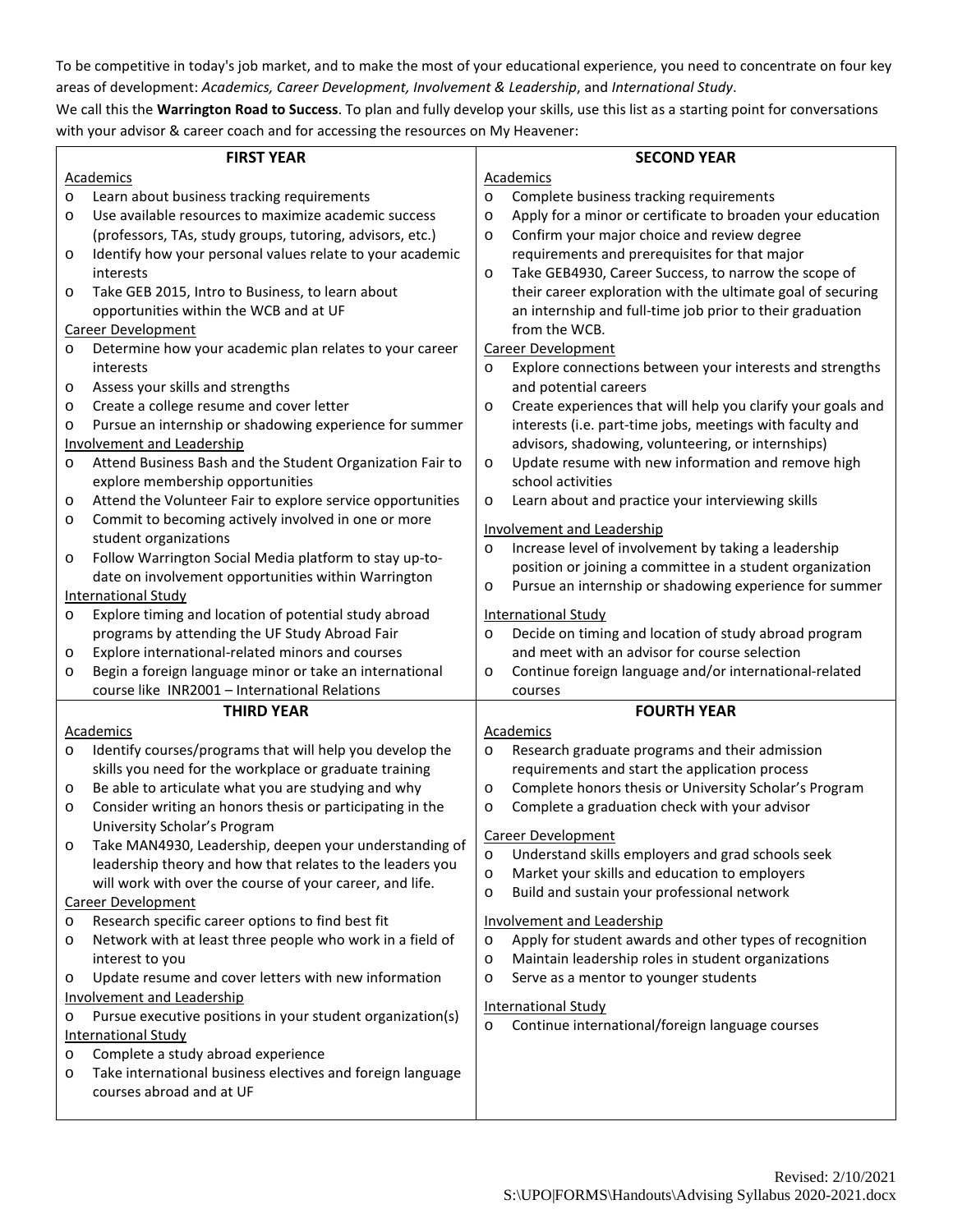To be competitive in today's job market, and to make the most of your educational experience, you need to concentrate on four key areas of development: *Academics, Career Development, Involvement & Leadership*, and *International Study*.

We call this the **Warrington Road to Success**. To plan and fully develop your skills, use this list as a starting point for conversations with your advisor & career coach and for accessing the resources on My Heavener:

## FIRST YEAR

Academics

- Learn about business tracking requirements
- Use available resources to maximize academic success (professors, TAs, study groups, tutoring, advisors, etc.)
- Identify how your personal values relate to your academic interests
- Take GEB 2015, Intro to Business, to learn about opportunities within the WCB and at UF

Career Development

- Determine how your academic plan relates to your career interests
- Assess your skills and strengths
- Create a college resume and cover letter
- Pursue an internship or shadowing experience for summer

Involvement and Leadership

- Attend Business Bash and the Student Organization Fair to explore membership opportunities
- Attend the Volunteer Fair to explore service opportunities
- Commit to becoming actively involved in one or more student organizations
- Follow Warrington Social Media platform to stay up-to-date on involvement opportunities within Warrington

International Study

- Explore timing and location of potential study abroad programs by attending the UF Study Abroad Fair
- Explore international-related minors and courses
- Begin a foreign language minor or take an international course like INR2001 – International Relations

## SECOND YEAR

Academics

- Complete business tracking requirements
- Apply for a minor or certificate to broaden your education
- Confirm your major choice and review degree requirements and prerequisites for that major
- Take GEB4930, Career Success, to narrow the scope of their career exploration with the ultimate goal of securing an internship and full-time job prior to their graduation from the WCB.

Career Development

- Explore connections between your interests and strengths and potential careers
- Create experiences that will help you clarify your goals and interests (i.e. part-time jobs, meetings with faculty and advisors, shadowing, volunteering, or internships)
- Update resume with new information and remove high school activities
- Learn about and practice your interviewing skills

Involvement and Leadership

- Increase level of involvement by taking a leadership position or joining a committee in a student organization
- Pursue an internship or shadowing experience for summer

International Study

- Decide on timing and location of study abroad program and meet with an advisor for course selection
- Continue foreign language and/or international-related courses

## THIRD YEAR

Academics

- Identify courses/programs that will help you develop the skills you need for the workplace or graduate training
- Be able to articulate what you are studying and why
- Consider writing an honors thesis or participating in the University Scholar's Program
- Take MAN4930, Leadership, deepen your understanding of leadership theory and how that relates to the leaders you will work with over the course of your career, and life.

Career Development

- Research specific career options to find best fit
- Network with at least three people who work in a field of interest to you
- Update resume and cover letters with new information

Involvement and Leadership

- Pursue executive positions in your student organization(s)

International Study

- Complete a study abroad experience
- Take international business electives and foreign language courses abroad and at UF

## FOURTH YEAR

Academics

- Research graduate programs and their admission requirements and start the application process
- Complete honors thesis or University Scholar's Program
- Complete a graduation check with your advisor

Career Development

- Understand skills employers and grad schools seek
- Market your skills and education to employers
- Build and sustain your professional network

Involvement and Leadership

- Apply for student awards and other types of recognition
- Maintain leadership roles in student organizations
- Serve as a mentor to younger students

International Study

- Continue international/foreign language courses

Revised: 2/10/2021
S:\UPO|FORMS\Handouts\Advising Syllabus 2020-2021.docx